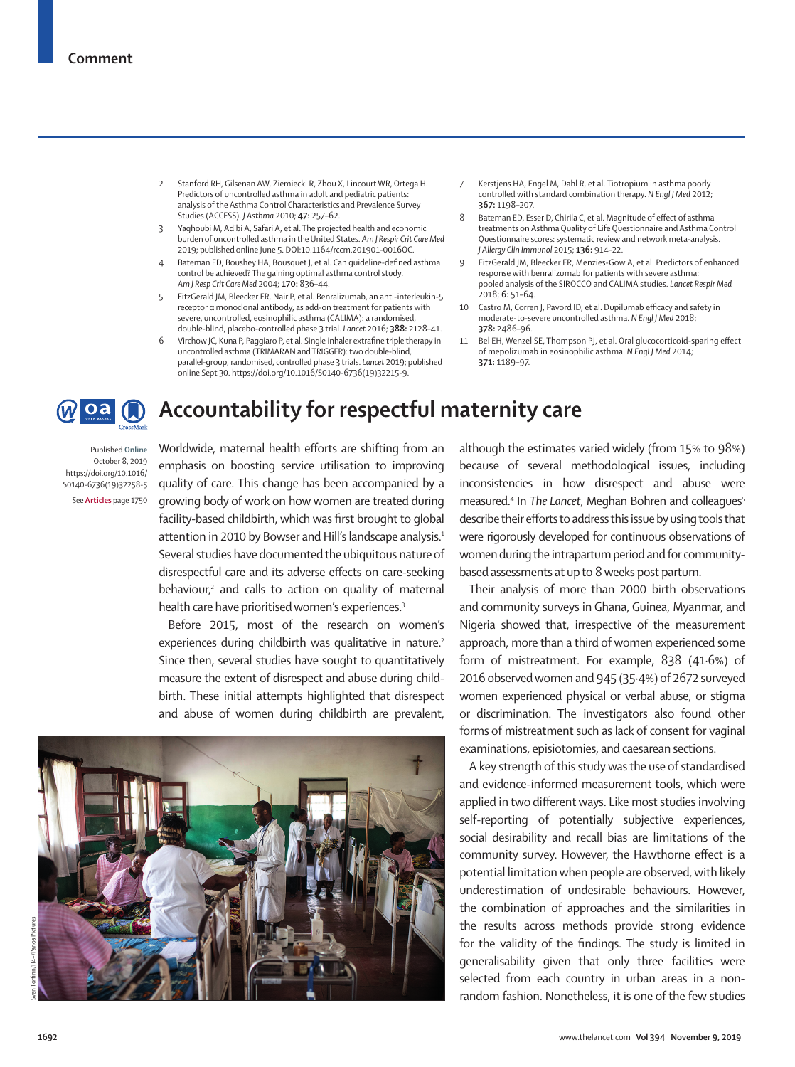2. Stanford RH, Gilsenan AW, Ziemiecki R, Zhou X, Lincourt WR, Ortega H. Predictors of uncontrolled asthma in adult and pediatric patients: analysis of the Asthma Control Characteristics and Prevalence Survey Studies (ACCESS). *J Asthma* 2010; **47:** 257–62.
3. Yaghoubi M, Adibi A, Safari A, et al. The projected health and economic burden of uncontrolled asthma in the United States. *Am J Respir Crit Care Med* 2019; published online June 5. DOI:10.1164/rccm.201901-0016OC.
4. Bateman ED, Boushey HA, Bousquet J, et al. Can guideline-defined asthma control be achieved? The gaining optimal asthma control study. *Am J Resp Crit Care Med* 2004; **170:** 836–44.
5. FitzGerald JM, Bleecker ER, Nair P, et al. Benralizumab, an anti-interleukin-5 receptor α monoclonal antibody, as add-on treatment for patients with severe, uncontrolled, eosinophilic asthma (CALIMA): a randomised, double-blind, placebo-controlled phase 3 trial. *Lancet* 2016; **388:** 2128–41.
6. Virchow JC, Kuna P, Paggiaro P, et al. Single inhaler extrafine triple therapy in uncontrolled asthma (TRIMARAN and TRIGGER): two double-blind, parallel-group, randomised, controlled phase 3 trials. *Lancet* 2019; published online Sept 30. https://doi.org/10.1016/S0140-6736(19)32215-9.
7. Kerstjens HA, Engel M, Dahl R, et al. Tiotropium in asthma poorly controlled with standard combination therapy. *N Engl J Med* 2012; **367:** 1198–207.
8. Bateman ED, Esser D, Chirila C, et al. Magnitude of effect of asthma treatments on Asthma Quality of Life Questionnaire and Asthma Control Questionnaire scores: systematic review and network meta-analysis. *J Allergy Clin Immunol* 2015; **136:** 914–22.
9. FitzGerald JM, Bleecker ER, Menzies-Gow A, et al. Predictors of enhanced response with benralizumab for patients with severe asthma: pooled analysis of the SIROCCO and CALIMA studies. *Lancet Respir Med* 2018; **6:** 51–64.
10. Castro M, Corren J, Pavord ID, et al. Dupilumab efficacy and safety in moderate-to-severe uncontrolled asthma. *N Engl J Med* 2018; **378:** 2486–96.
11. Bel EH, Wenzel SE, Thompson PJ, et al. Oral glucocorticoid-sparing effect of mepolizumab in eosinophilic asthma. *N Engl J Med* 2014; **371:** 1189–97.

# Accountability for respectful maternity care

Published Online October 8, 2019 https://doi.org/10.1016/S0140-6736(19)32258-5

See **Articles** page 1750

Worldwide, maternal health efforts are shifting from an emphasis on boosting service utilisation to improving quality of care. This change has been accompanied by a growing body of work on how women are treated during facility-based childbirth, which was first brought to global attention in 2010 by Bowser and Hill's landscape analysis.[1] Several studies have documented the ubiquitous nature of disrespectful care and its adverse effects on care-seeking behaviour,[2] and calls to action on quality of maternal health care have prioritised women's experiences.[3]

Before 2015, most of the research on women's experiences during childbirth was qualitative in nature.[2] Since then, several studies have sought to quantitatively measure the extent of disrespect and abuse during childbirth. These initial attempts highlighted that disrespect and abuse of women during childbirth are prevalent, although the estimates varied widely (from 15% to 98%) because of several methodological issues, including inconsistencies in how disrespect and abuse were measured.[4] In *The Lancet*, Meghan Bohren and colleagues[5] describe their efforts to address this issue by using tools that were rigorously developed for continuous observations of women during the intrapartum period and for community-based assessments at up to 8 weeks post partum.

Their analysis of more than 2000 birth observations and community surveys in Ghana, Guinea, Myanmar, and Nigeria showed that, irrespective of the measurement approach, more than a third of women experienced some form of mistreatment. For example, 838 (41·6%) of 2016 observed women and 945 (35·4%) of 2672 surveyed women experienced physical or verbal abuse, or stigma or discrimination. The investigators also found other forms of mistreatment such as lack of consent for vaginal examinations, episiotomies, and caesarean sections.

A key strength of this study was the use of standardised and evidence-informed measurement tools, which were applied in two different ways. Like most studies involving self-reporting of potentially subjective experiences, social desirability and recall bias are limitations of the community survey. However, the Hawthorne effect is a potential limitation when people are observed, with likely underestimation of undesirable behaviours. However, the combination of approaches and the similarities in the results across methods provide strong evidence for the validity of the findings. The study is limited in generalisability given that only three facilities were selected from each country in urban areas in a non-random fashion. Nonetheless, it is one of the few studies

Sven Torfinn/H4+/Panos Pictures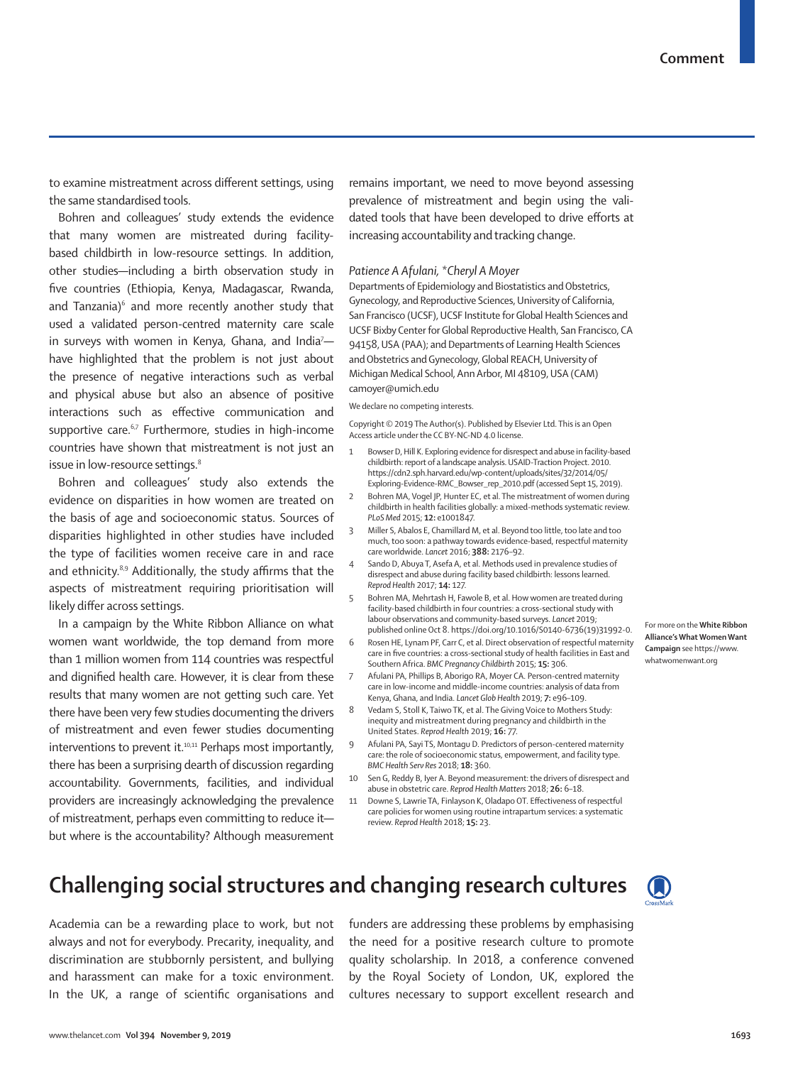to examine mistreatment across different settings, using the same standardised tools.

Bohren and colleagues' study extends the evidence that many women are mistreated during facility-based childbirth in low-resource settings. In addition, other studies—including a birth observation study in five countries (Ethiopia, Kenya, Madagascar, Rwanda, and Tanzania)[6] and more recently another study that used a validated person-centred maternity care scale in surveys with women in Kenya, Ghana, and India[7]—have highlighted that the problem is not just about the presence of negative interactions such as verbal and physical abuse but also an absence of positive interactions such as effective communication and supportive care.[6,7] Furthermore, studies in high-income countries have shown that mistreatment is not just an issue in low-resource settings.[8]

Bohren and colleagues' study also extends the evidence on disparities in how women are treated on the basis of age and socioeconomic status. Sources of disparities highlighted in other studies have included the type of facilities women receive care in and race and ethnicity.[8,9] Additionally, the study affirms that the aspects of mistreatment requiring prioritisation will likely differ across settings.

In a campaign by the White Ribbon Alliance on what women want worldwide, the top demand from more than 1 million women from 114 countries was respectful and dignified health care. However, it is clear from these results that many women are not getting such care. Yet there have been very few studies documenting the drivers of mistreatment and even fewer studies documenting interventions to prevent it.[10,11] Perhaps most importantly, there has been a surprising dearth of discussion regarding accountability. Governments, facilities, and individual providers are increasingly acknowledging the prevalence of mistreatment, perhaps even committing to reduce it—but where is the accountability? Although measurement remains important, we need to move beyond assessing prevalence of mistreatment and begin using the validated tools that have been developed to drive efforts at increasing accountability and tracking change.

*Patience A Afulani, \*Cheryl A Moyer*

Departments of Epidemiology and Biostatistics and Obstetrics, Gynecology, and Reproductive Sciences, University of California, San Francisco (UCSF), UCSF Institute for Global Health Sciences and UCSF Bixby Center for Global Reproductive Health, San Francisco, CA 94158, USA (PAA); and Departments of Learning Health Sciences and Obstetrics and Gynecology, Global REACH, University of Michigan Medical School, Ann Arbor, MI 48109, USA (CAM)
camoyer@umich.edu

We declare no competing interests.

Copyright © 2019 The Author(s). Published by Elsevier Ltd. This is an Open Access article under the CC BY-NC-ND 4.0 license.

1. Bowser D, Hill K. Exploring evidence for disrespect and abuse in facility-based childbirth: report of a landscape analysis. USAID-Traction Project. 2010. https://cdn2.sph.harvard.edu/wp-content/uploads/sites/32/2014/05/Exploring-Evidence-RMC_Bowser_rep_2010.pdf (accessed Sept 15, 2019).
2. Bohren MA, Vogel JP, Hunter EC, et al. The mistreatment of women during childbirth in health facilities globally: a mixed-methods systematic review. *PLoS Med* 2015; **12:** e1001847.
3. Miller S, Abalos E, Chamillard M, et al. Beyond too little, too late and too much, too soon: a pathway towards evidence-based, respectful maternity care worldwide. *Lancet* 2016; **388:** 2176–92.
4. Sando D, Abuya T, Asefa A, et al. Methods used in prevalence studies of disrespect and abuse during facility based childbirth: lessons learned. *Reprod Health* 2017; **14:** 127.
5. Bohren MA, Mehrtash H, Fawole B, et al. How women are treated during facility-based childbirth in four countries: a cross-sectional study with labour observations and community-based surveys. *Lancet* 2019; published online Oct 8. https://doi.org/10.1016/S0140-6736(19)31992-0.
6. Rosen HE, Lynam PF, Carr C, et al. Direct observation of respectful maternity care in five countries: a cross-sectional study of health facilities in East and Southern Africa. *BMC Pregnancy Childbirth* 2015; **15:** 306.
7. Afulani PA, Phillips B, Aborigo RA, Moyer CA. Person-centred maternity care in low-income and middle-income countries: analysis of data from Kenya, Ghana, and India. *Lancet Glob Health* 2019; **7:** e96–109.
8. Vedam S, Stoll K, Taiwo TK, et al. The Giving Voice to Mothers Study: inequity and mistreatment during pregnancy and childbirth in the United States. *Reprod Health* 2019; **16:** 77.
9. Afulani PA, Sayi TS, Montagu D. Predictors of person-centered maternity care: the role of socioeconomic status, empowerment, and facility type. *BMC Health Serv Res* 2018; **18:** 360.
10. Sen G, Reddy B, Iyer A. Beyond measurement: the drivers of disrespect and abuse in obstetric care. *Reprod Health Matters* 2018; **26:** 6–18.
11. Downe S, Lawrie TA, Finlayson K, Oladapo OT. Effectiveness of respectful care policies for women using routine intrapartum services: a systematic review. *Reprod Health* 2018; **15:** 23.

For more on the **White Ribbon Alliance's What Women Want Campaign** see https://www.whatwomenwant.org

# Challenging social structures and changing research cultures

Academia can be a rewarding place to work, but not always and not for everybody. Precarity, inequality, and discrimination are stubbornly persistent, and bullying and harassment can make for a toxic environment. In the UK, a range of scientific organisations and funders are addressing these problems by emphasising the need for a positive research culture to promote quality scholarship. In 2018, a conference convened by the Royal Society of London, UK, explored the cultures necessary to support excellent research and